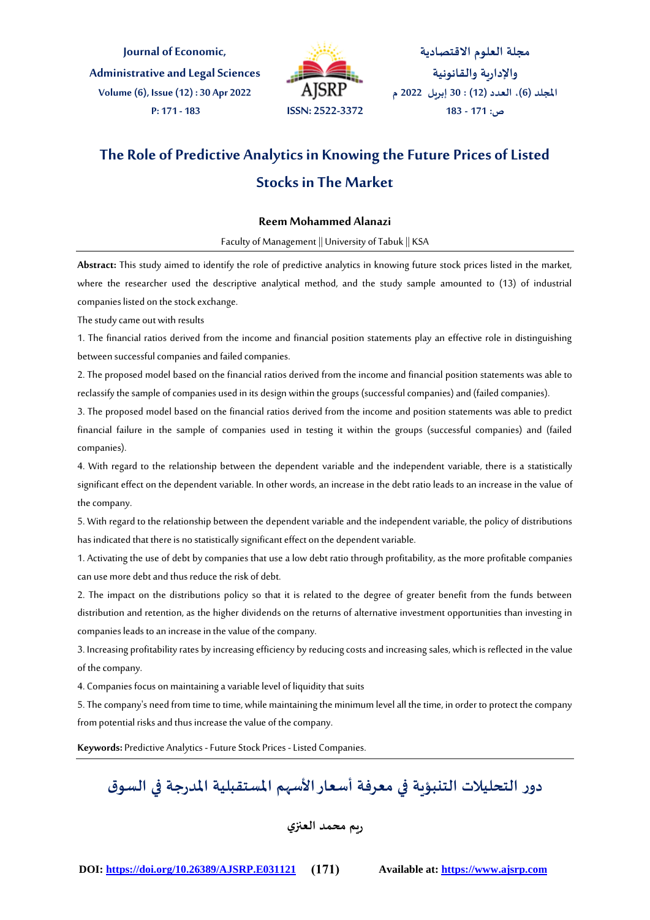# The Role of Predictive Analytics in Knowing the Future Prices of Listed Stocks in The Market

**Reem Mohammed Alanazi**

Faculty of Management || University of Tabuk || KSA

**Abstract:** This study aimed to identify the role of predictive analytics in knowing future stock prices listed in the market, where the researcher used the descriptive analytical method, and the study sample amounted to (13) of industrial companies listed on the stock exchange.

The study came out with results

1. The financial ratios derived from the income and financial position statements play an effective role in distinguishing between successful companies and failed companies.
2. The proposed model based on the financial ratios derived from the income and financial position statements was able to reclassify the sample of companies used in its design within the groups (successful companies) and (failed companies).
3. The proposed model based on the financial ratios derived from the income and position statements was able to predict financial failure in the sample of companies used in testing it within the groups (successful companies) and (failed companies).
4. With regard to the relationship between the dependent variable and the independent variable, there is a statistically significant effect on the dependent variable. In other words, an increase in the debt ratio leads to an increase in the value of the company.
5. With regard to the relationship between the dependent variable and the independent variable, the policy of distributions has indicated that there is no statistically significant effect on the dependent variable.

1. Activating the use of debt by companies that use a low debt ratio through profitability, as the more profitable companies can use more debt and thus reduce the risk of debt.
2. The impact on the distributions policy so that it is related to the degree of greater benefit from the funds between distribution and retention, as the higher dividends on the returns of alternative investment opportunities than investing in companies leads to an increase in the value of the company.
3. Increasing profitability rates by increasing efficiency by reducing costs and increasing sales, which is reflected in the value of the company.
4. Companies focus on maintaining a variable level of liquidity that suits
5. The company's need from time to time, while maintaining the minimum level all the time, in order to protect the company from potential risks and thus increase the value of the company.

**Keywords:** Predictive Analytics - Future Stock Prices - Listed Companies.

# دور التحليلات التنبؤية في معرفة أسعار الأسهم المستقبلية المدرجة في السوق

**ريم محمد العنزي**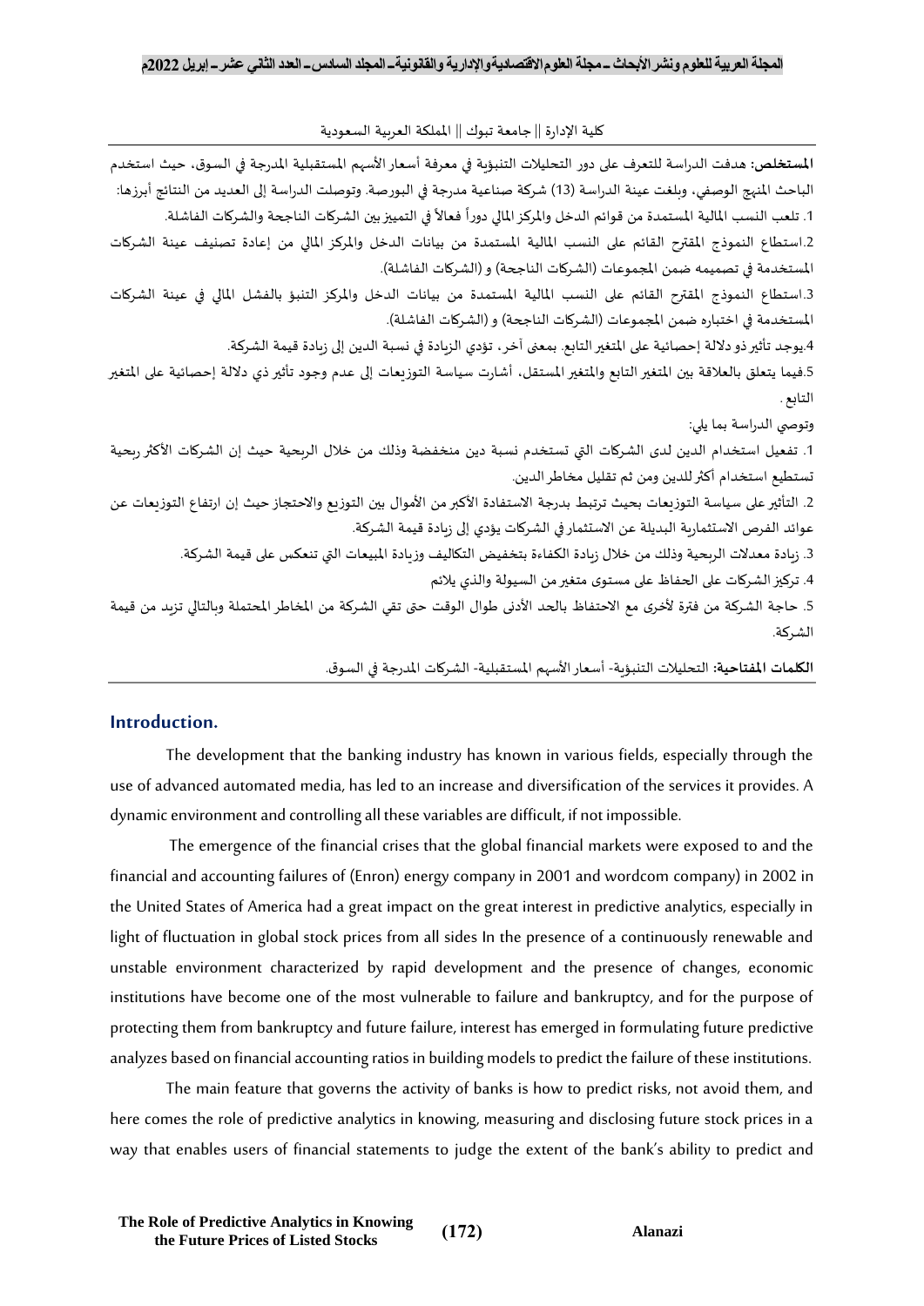كلية الإدارة || جامعة تبوك || المملكة العربية السعودية

**المستخلص:** هدفت الدراسة للتعرف على دور التحليلات التنبؤية في معرفة أسعار الأسهم المستقبلية المدرجة في السوق، حيث استخدم الباحث المنهج الوصفي، وبلغت عينة الدراسة (13) شركة صناعية مدرجة في البورصة. وتوصلت الدراسة إلى العديد من النتائج أبرزها:

1. تلعب النسب المالية المستمدة من قوائم الدخل والمركز المالي دوراً فعالاً في التمييز بين الشركات الناجحة والشركات الفاشلة.

2.استطاع النموذج المقترح القائم على النسب المالية المستمدة من بيانات الدخل والمركز المالي من إعادة تصنيف عينة الشركات المستخدمة في تصميمه ضمن المجموعات (الشركات الناجحة) و (الشركات الفاشلة).

3.استطاع النموذج المقترح القائم على النسب المالية المستمدة من بيانات الدخل والمركز التنبؤ بالفشل المالي في عينة الشركات المستخدمة في اختباره ضمن المجموعات (الشركات الناجحة) و (الشركات الفاشلة).

4.يوجد تأثير ذو دلالة إحصائية على المتغير التابع. بمعنى آخر، تؤدي الزيادة في نسبة الدين إلى زيادة قيمة الشركة.

5.فيما يتعلق بالعلاقة بين المتغير التابع والمتغير المستقل، أشارت سياسة التوزيعات إلى عدم وجود تأثير ذي دلالة إحصائية على المتغير التابع.

وتوصي الدراسة بما يلي:

1. تفعيل استخدام الدين لدى الشركات التي تستخدم نسبة دين منخفضة وذلك من خلال الربحية حيث إن الشركات الأكثر ربحية تستطيع استخدام أكثر للدين ومن ثم تقليل مخاطر الدين.

2. التأثير على سياسة التوزيعات بحيث ترتبط بدرجة الاستفادة الأكبر من الأموال بين التوزيع والاحتجاز حيث إن ارتفاع التوزيعات عن عوائد الفرص الاستثمارية البديلة عن الاستثمار في الشركات يؤدي إلى زيادة قيمة الشركة.

3. زيادة معدلات الربحية وذلك من خلال زيادة الكفاءة بتخفيض التكاليف وزيادة المبيعات التي تنعكس على قيمة الشركة.

4. تركيز الشركات على الحفاظ على مستوى متغير من السيولة والذي يلائم

5. حاجة الشركة من فترة لأخرى مع الاحتفاظ بالحد الأدنى طوال الوقت حتى تقي الشركة من المخاطر المحتملة وبالتالي تزيد من قيمة الشركة.

**الكلمات المفتاحية:** التحليلات التنبؤية- أسعار الأسهم المستقبلية- الشركات المدرجة في السوق.

## Introduction.

The development that the banking industry has known in various fields, especially through the use of advanced automated media, has led to an increase and diversification of the services it provides. A dynamic environment and controlling all these variables are difficult, if not impossible.

The emergence of the financial crises that the global financial markets were exposed to and the financial and accounting failures of (Enron) energy company in 2001 and wordcom company) in 2002 in the United States of America had a great impact on the great interest in predictive analytics, especially in light of fluctuation in global stock prices from all sides In the presence of a continuously renewable and unstable environment characterized by rapid development and the presence of changes, economic institutions have become one of the most vulnerable to failure and bankruptcy, and for the purpose of protecting them from bankruptcy and future failure, interest has emerged in formulating future predictive analyzes based on financial accounting ratios in building models to predict the failure of these institutions.

The main feature that governs the activity of banks is how to predict risks, not avoid them, and here comes the role of predictive analytics in knowing, measuring and disclosing future stock prices in a way that enables users of financial statements to judge the extent of the bank's ability to predict and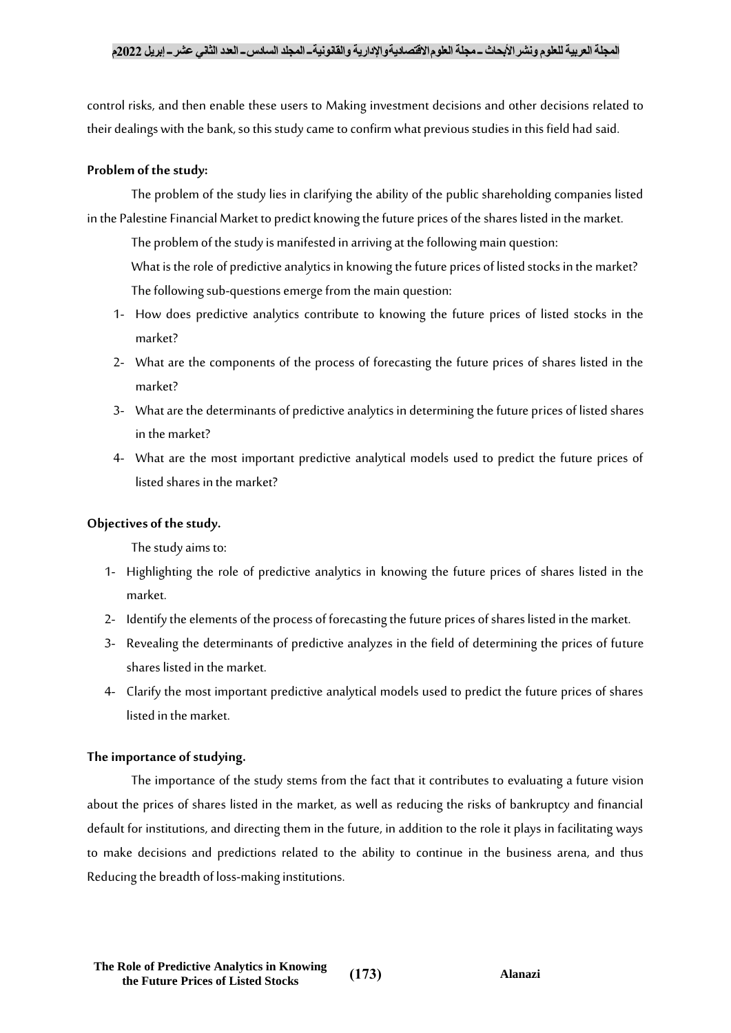control risks, and then enable these users to Making investment decisions and other decisions related to their dealings with the bank, so this study came to confirm what previous studies in this field had said.

**Problem of the study:**

The problem of the study lies in clarifying the ability of the public shareholding companies listed in the Palestine Financial Market to predict knowing the future prices of the shares listed in the market.

The problem of the study is manifested in arriving at the following main question:

What is the role of predictive analytics in knowing the future prices of listed stocks in the market?

The following sub-questions emerge from the main question:

1- How does predictive analytics contribute to knowing the future prices of listed stocks in the market?
2- What are the components of the process of forecasting the future prices of shares listed in the market?
3- What are the determinants of predictive analytics in determining the future prices of listed shares in the market?
4- What are the most important predictive analytical models used to predict the future prices of listed shares in the market?

**Objectives of the study.**

The study aims to:

1- Highlighting the role of predictive analytics in knowing the future prices of shares listed in the market.
2- Identify the elements of the process of forecasting the future prices of shares listed in the market.
3- Revealing the determinants of predictive analyzes in the field of determining the prices of future shares listed in the market.
4- Clarify the most important predictive analytical models used to predict the future prices of shares listed in the market.

**The importance of studying.**

The importance of the study stems from the fact that it contributes to evaluating a future vision about the prices of shares listed in the market, as well as reducing the risks of bankruptcy and financial default for institutions, and directing them in the future, in addition to the role it plays in facilitating ways to make decisions and predictions related to the ability to continue in the business arena, and thus Reducing the breadth of loss-making institutions.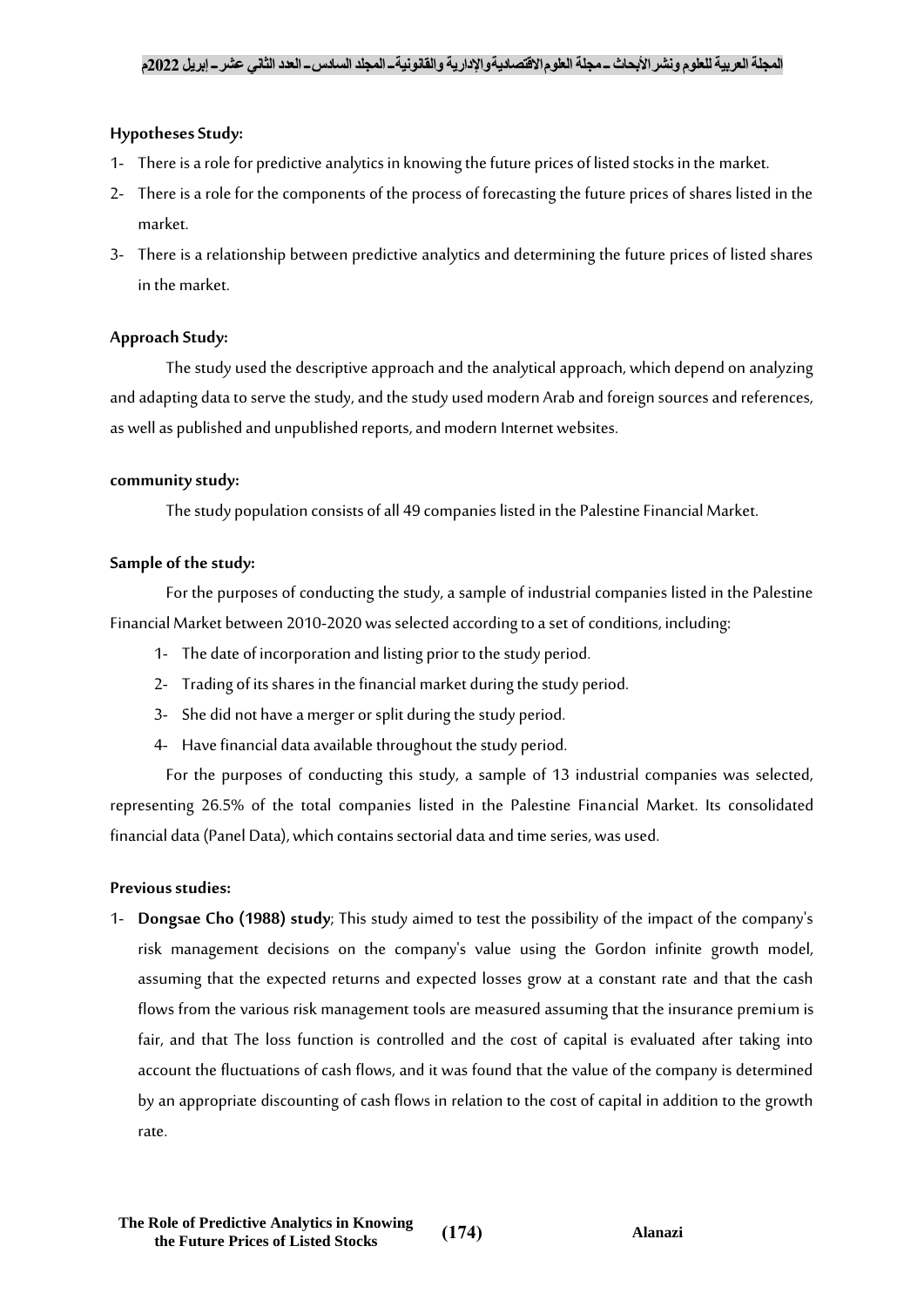**Hypotheses Study:**

1- There is a role for predictive analytics in knowing the future prices of listed stocks in the market.
2- There is a role for the components of the process of forecasting the future prices of shares listed in the market.
3- There is a relationship between predictive analytics and determining the future prices of listed shares in the market.

**Approach Study:**

The study used the descriptive approach and the analytical approach, which depend on analyzing and adapting data to serve the study, and the study used modern Arab and foreign sources and references, as well as published and unpublished reports, and modern Internet websites.

**community study:**

The study population consists of all 49 companies listed in the Palestine Financial Market.

**Sample of the study:**

For the purposes of conducting the study, a sample of industrial companies listed in the Palestine Financial Market between 2010-2020 was selected according to a set of conditions, including:

1- The date of incorporation and listing prior to the study period.
2- Trading of its shares in the financial market during the study period.
3- She did not have a merger or split during the study period.
4- Have financial data available throughout the study period.

For the purposes of conducting this study, a sample of 13 industrial companies was selected, representing 26.5% of the total companies listed in the Palestine Financial Market. Its consolidated financial data (Panel Data), which contains sectorial data and time series, was used.

**Previous studies:**

1- **Dongsae Cho (1988) study**; This study aimed to test the possibility of the impact of the company's risk management decisions on the company's value using the Gordon infinite growth model, assuming that the expected returns and expected losses grow at a constant rate and that the cash flows from the various risk management tools are measured assuming that the insurance premium is fair, and that The loss function is controlled and the cost of capital is evaluated after taking into account the fluctuations of cash flows, and it was found that the value of the company is determined by an appropriate discounting of cash flows in relation to the cost of capital in addition to the growth rate.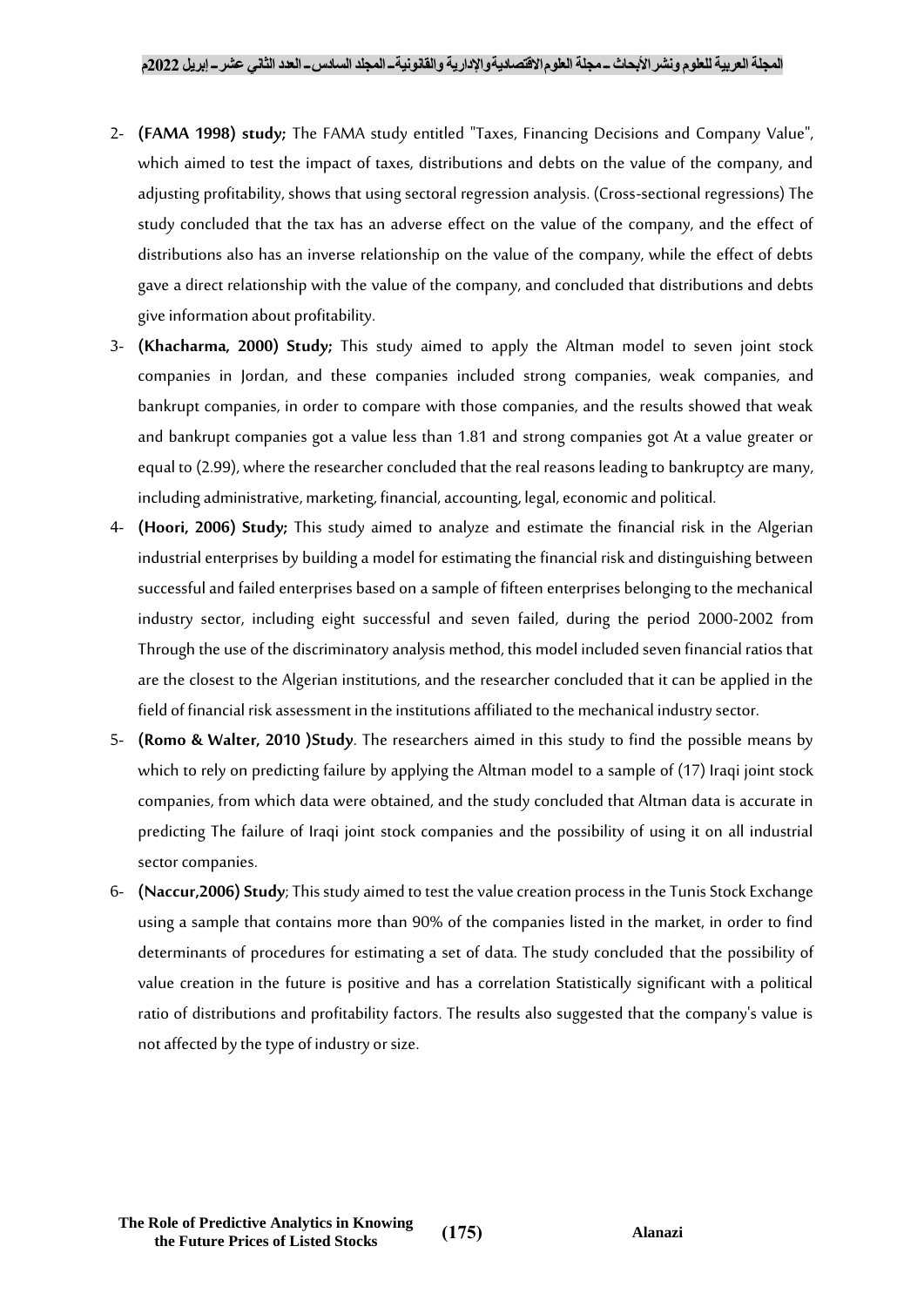2- **(FAMA 1998) study;** The FAMA study entitled "Taxes, Financing Decisions and Company Value", which aimed to test the impact of taxes, distributions and debts on the value of the company, and adjusting profitability, shows that using sectoral regression analysis. (Cross-sectional regressions) The study concluded that the tax has an adverse effect on the value of the company, and the effect of distributions also has an inverse relationship on the value of the company, while the effect of debts gave a direct relationship with the value of the company, and concluded that distributions and debts give information about profitability.

3- **(Khacharma, 2000) Study;** This study aimed to apply the Altman model to seven joint stock companies in Jordan, and these companies included strong companies, weak companies, and bankrupt companies, in order to compare with those companies, and the results showed that weak and bankrupt companies got a value less than 1.81 and strong companies got At a value greater or equal to (2.99), where the researcher concluded that the real reasons leading to bankruptcy are many, including administrative, marketing, financial, accounting, legal, economic and political.

4- **(Hoori, 2006) Study;** This study aimed to analyze and estimate the financial risk in the Algerian industrial enterprises by building a model for estimating the financial risk and distinguishing between successful and failed enterprises based on a sample of fifteen enterprises belonging to the mechanical industry sector, including eight successful and seven failed, during the period 2000-2002 from Through the use of the discriminatory analysis method, this model included seven financial ratios that are the closest to the Algerian institutions, and the researcher concluded that it can be applied in the field of financial risk assessment in the institutions affiliated to the mechanical industry sector.

5- **(Romo & Walter, 2010 )Study**. The researchers aimed in this study to find the possible means by which to rely on predicting failure by applying the Altman model to a sample of (17) Iraqi joint stock companies, from which data were obtained, and the study concluded that Altman data is accurate in predicting The failure of Iraqi joint stock companies and the possibility of using it on all industrial sector companies.

6- **(Naccur,2006) Study**; This study aimed to test the value creation process in the Tunis Stock Exchange using a sample that contains more than 90% of the companies listed in the market, in order to find determinants of procedures for estimating a set of data. The study concluded that the possibility of value creation in the future is positive and has a correlation Statistically significant with a political ratio of distributions and profitability factors. The results also suggested that the company's value is not affected by the type of industry or size.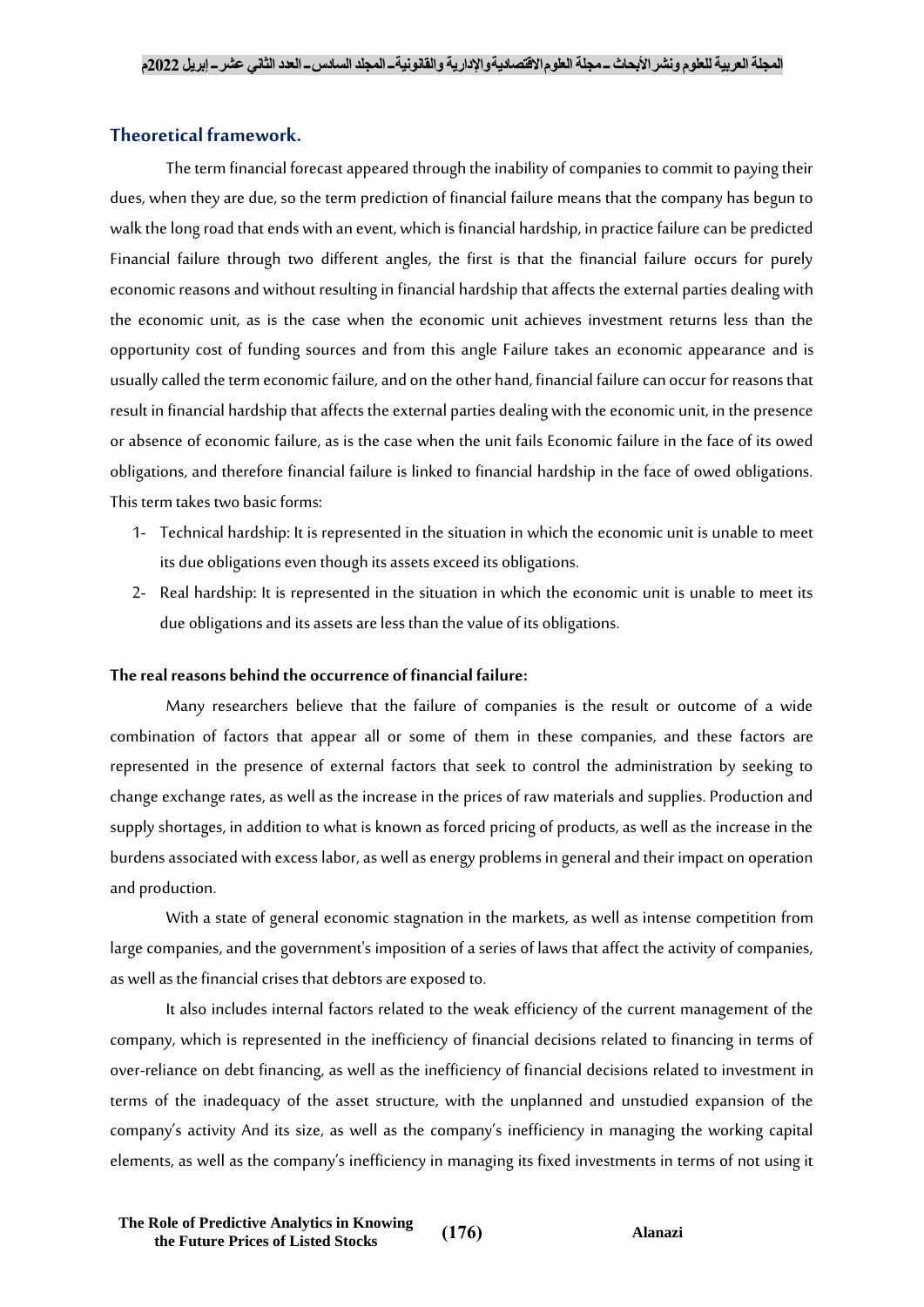## Theoretical framework.

The term financial forecast appeared through the inability of companies to commit to paying their dues, when they are due, so the term prediction of financial failure means that the company has begun to walk the long road that ends with an event, which is financial hardship, in practice failure can be predicted Financial failure through two different angles, the first is that the financial failure occurs for purely economic reasons and without resulting in financial hardship that affects the external parties dealing with the economic unit, as is the case when the economic unit achieves investment returns less than the opportunity cost of funding sources and from this angle Failure takes an economic appearance and is usually called the term economic failure, and on the other hand, financial failure can occur for reasons that result in financial hardship that affects the external parties dealing with the economic unit, in the presence or absence of economic failure, as is the case when the unit fails Economic failure in the face of its owed obligations, and therefore financial failure is linked to financial hardship in the face of owed obligations. This term takes two basic forms:

1- Technical hardship: It is represented in the situation in which the economic unit is unable to meet its due obligations even though its assets exceed its obligations.
2- Real hardship: It is represented in the situation in which the economic unit is unable to meet its due obligations and its assets are less than the value of its obligations.

**The real reasons behind the occurrence of financial failure:**

Many researchers believe that the failure of companies is the result or outcome of a wide combination of factors that appear all or some of them in these companies, and these factors are represented in the presence of external factors that seek to control the administration by seeking to change exchange rates, as well as the increase in the prices of raw materials and supplies. Production and supply shortages, in addition to what is known as forced pricing of products, as well as the increase in the burdens associated with excess labor, as well as energy problems in general and their impact on operation and production.

With a state of general economic stagnation in the markets, as well as intense competition from large companies, and the government's imposition of a series of laws that affect the activity of companies, as well as the financial crises that debtors are exposed to.

It also includes internal factors related to the weak efficiency of the current management of the company, which is represented in the inefficiency of financial decisions related to financing in terms of over-reliance on debt financing, as well as the inefficiency of financial decisions related to investment in terms of the inadequacy of the asset structure, with the unplanned and unstudied expansion of the company's activity And its size, as well as the company's inefficiency in managing the working capital elements, as well as the company's inefficiency in managing its fixed investments in terms of not using it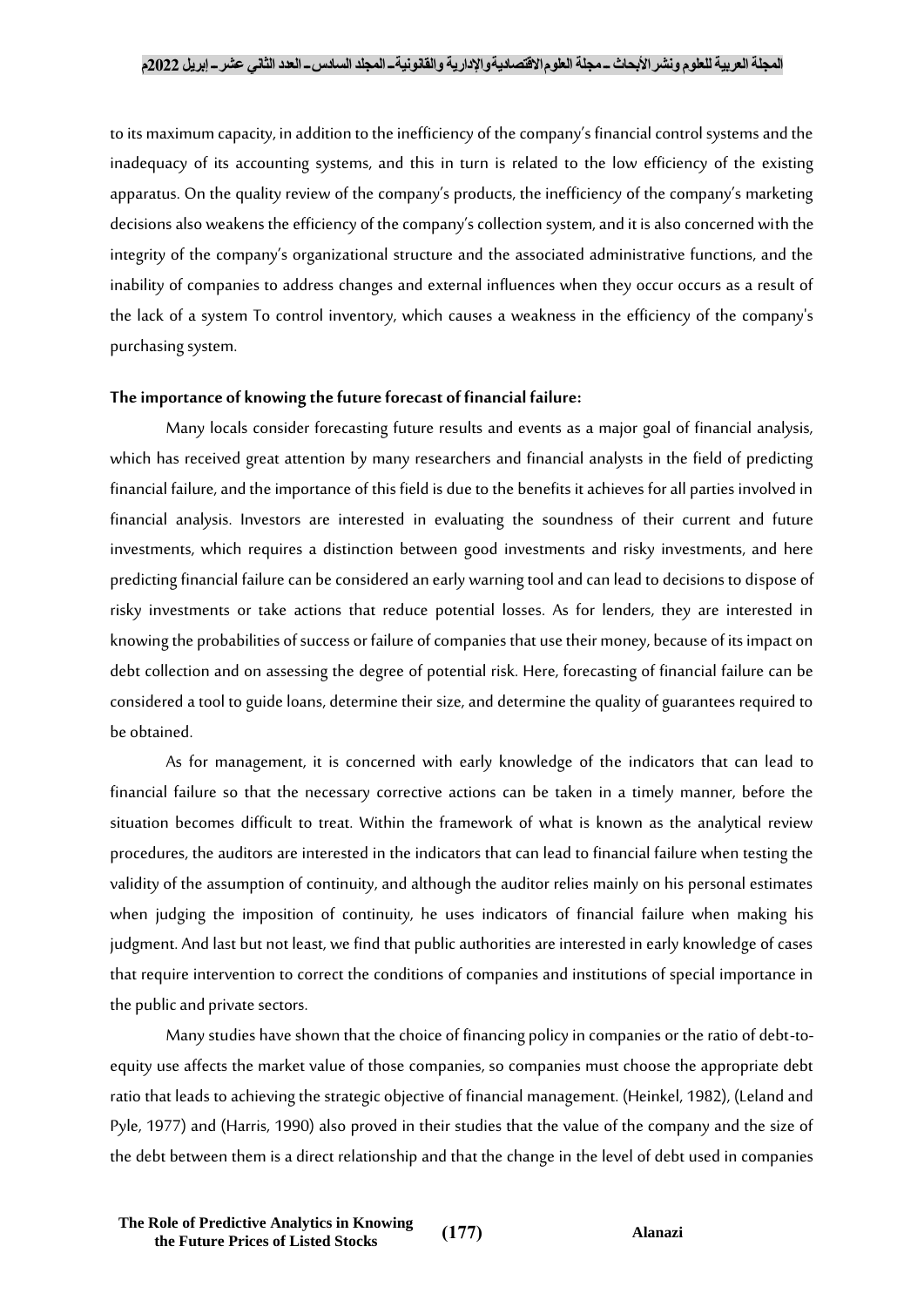to its maximum capacity, in addition to the inefficiency of the company's financial control systems and the inadequacy of its accounting systems, and this in turn is related to the low efficiency of the existing apparatus. On the quality review of the company's products, the inefficiency of the company's marketing decisions also weakens the efficiency of the company's collection system, and it is also concerned with the integrity of the company's organizational structure and the associated administrative functions, and the inability of companies to address changes and external influences when they occur occurs as a result of the lack of a system To control inventory, which causes a weakness in the efficiency of the company's purchasing system.

**The importance of knowing the future forecast of financial failure:**

Many locals consider forecasting future results and events as a major goal of financial analysis, which has received great attention by many researchers and financial analysts in the field of predicting financial failure, and the importance of this field is due to the benefits it achieves for all parties involved in financial analysis. Investors are interested in evaluating the soundness of their current and future investments, which requires a distinction between good investments and risky investments, and here predicting financial failure can be considered an early warning tool and can lead to decisions to dispose of risky investments or take actions that reduce potential losses. As for lenders, they are interested in knowing the probabilities of success or failure of companies that use their money, because of its impact on debt collection and on assessing the degree of potential risk. Here, forecasting of financial failure can be considered a tool to guide loans, determine their size, and determine the quality of guarantees required to be obtained.

As for management, it is concerned with early knowledge of the indicators that can lead to financial failure so that the necessary corrective actions can be taken in a timely manner, before the situation becomes difficult to treat. Within the framework of what is known as the analytical review procedures, the auditors are interested in the indicators that can lead to financial failure when testing the validity of the assumption of continuity, and although the auditor relies mainly on his personal estimates when judging the imposition of continuity, he uses indicators of financial failure when making his judgment. And last but not least, we find that public authorities are interested in early knowledge of cases that require intervention to correct the conditions of companies and institutions of special importance in the public and private sectors.

Many studies have shown that the choice of financing policy in companies or the ratio of debt-to-equity use affects the market value of those companies, so companies must choose the appropriate debt ratio that leads to achieving the strategic objective of financial management. (Heinkel, 1982), (Leland and Pyle, 1977) and (Harris, 1990) also proved in their studies that the value of the company and the size of the debt between them is a direct relationship and that the change in the level of debt used in companies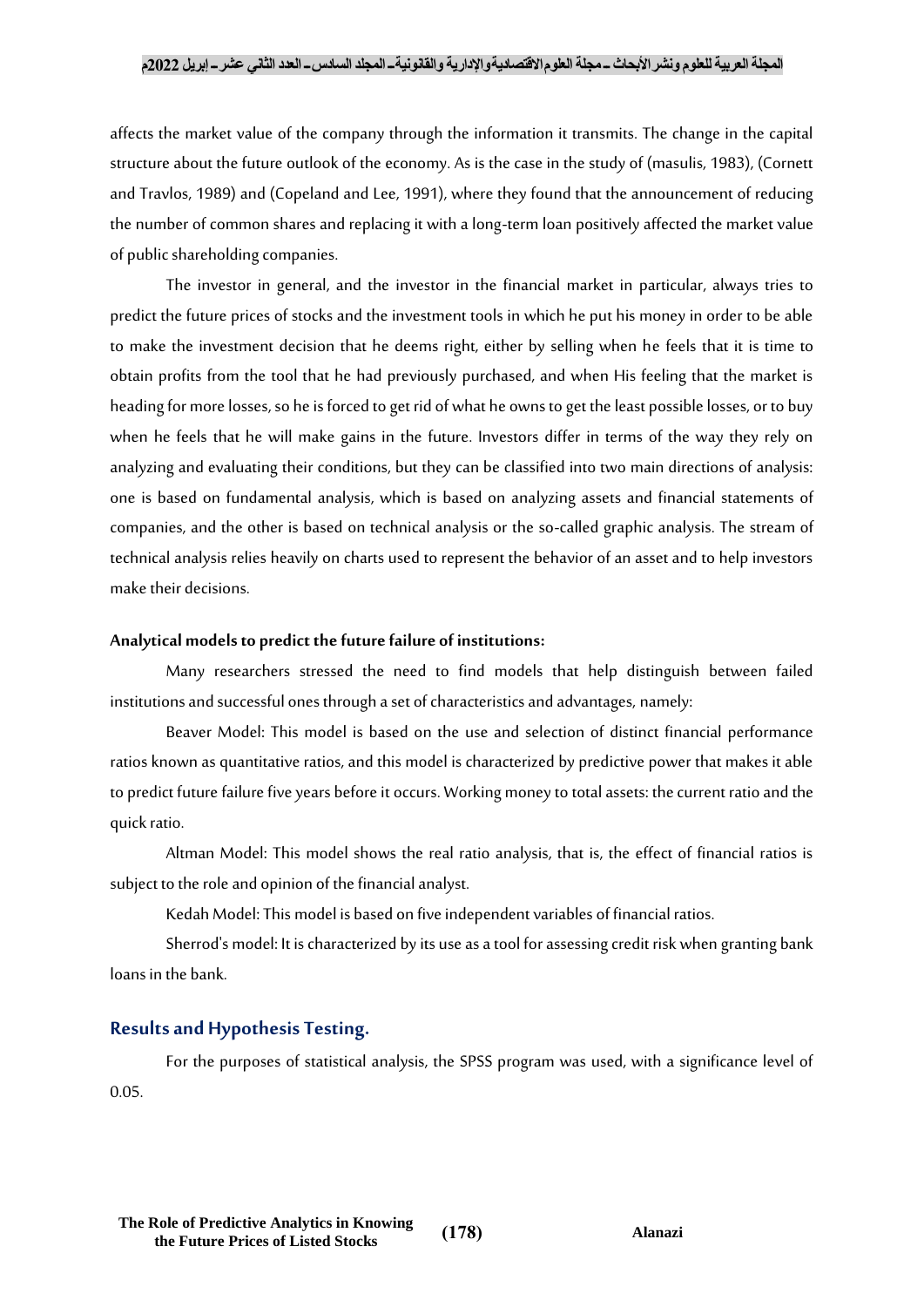affects the market value of the company through the information it transmits. The change in the capital structure about the future outlook of the economy. As is the case in the study of (masulis, 1983), (Cornett and Travlos, 1989) and (Copeland and Lee, 1991), where they found that the announcement of reducing the number of common shares and replacing it with a long-term loan positively affected the market value of public shareholding companies.

The investor in general, and the investor in the financial market in particular, always tries to predict the future prices of stocks and the investment tools in which he put his money in order to be able to make the investment decision that he deems right, either by selling when he feels that it is time to obtain profits from the tool that he had previously purchased, and when His feeling that the market is heading for more losses, so he is forced to get rid of what he owns to get the least possible losses, or to buy when he feels that he will make gains in the future. Investors differ in terms of the way they rely on analyzing and evaluating their conditions, but they can be classified into two main directions of analysis: one is based on fundamental analysis, which is based on analyzing assets and financial statements of companies, and the other is based on technical analysis or the so-called graphic analysis. The stream of technical analysis relies heavily on charts used to represent the behavior of an asset and to help investors make their decisions.

**Analytical models to predict the future failure of institutions:**

Many researchers stressed the need to find models that help distinguish between failed institutions and successful ones through a set of characteristics and advantages, namely:

Beaver Model: This model is based on the use and selection of distinct financial performance ratios known as quantitative ratios, and this model is characterized by predictive power that makes it able to predict future failure five years before it occurs. Working money to total assets: the current ratio and the quick ratio.

Altman Model: This model shows the real ratio analysis, that is, the effect of financial ratios is subject to the role and opinion of the financial analyst.

Kedah Model: This model is based on five independent variables of financial ratios.

Sherrod's model: It is characterized by its use as a tool for assessing credit risk when granting bank loans in the bank.

## Results and Hypothesis Testing.

For the purposes of statistical analysis, the SPSS program was used, with a significance level of 0.05.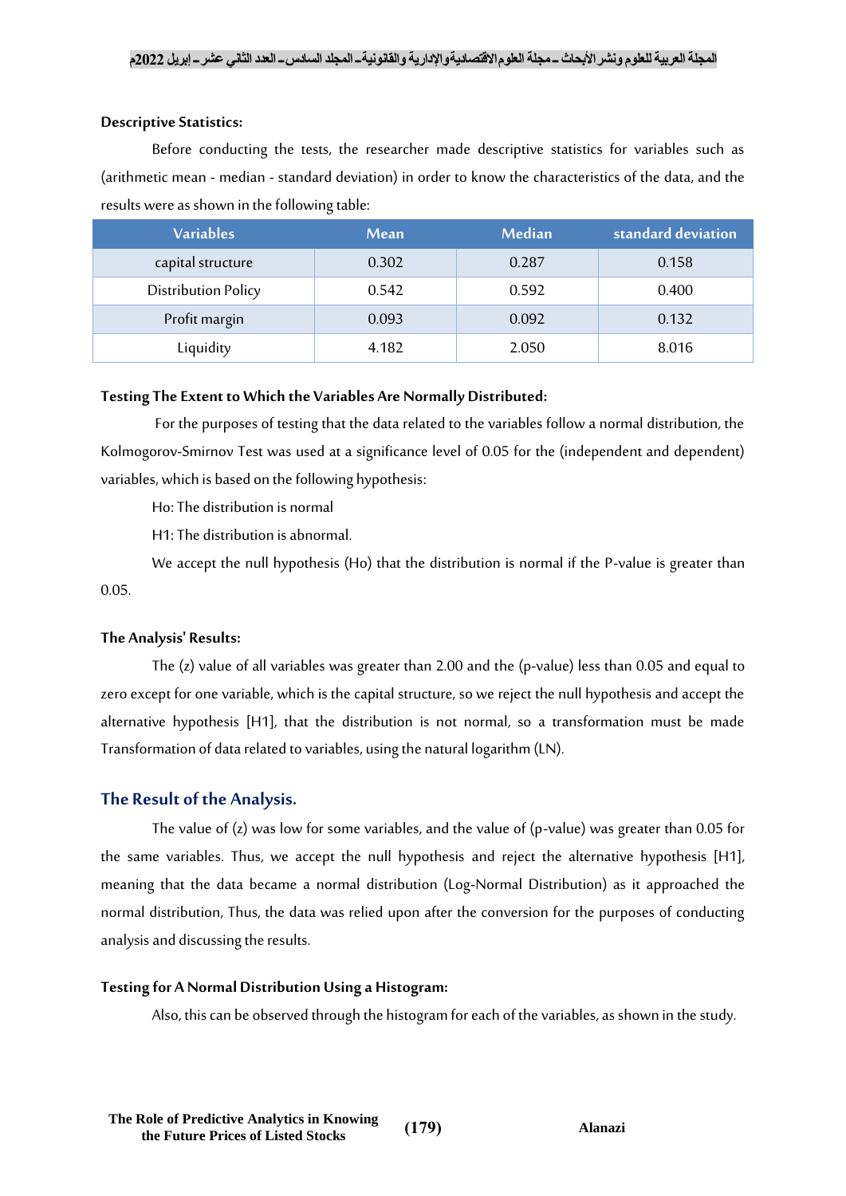**Descriptive Statistics:**

Before conducting the tests, the researcher made descriptive statistics for variables such as (arithmetic mean - median - standard deviation) in order to know the characteristics of the data, and the results were as shown in the following table:

| Variables | Mean | Median | standard deviation |
|---|---|---|---|
| capital structure | 0.302 | 0.287 | 0.158 |
| Distribution Policy | 0.542 | 0.592 | 0.400 |
| Profit margin | 0.093 | 0.092 | 0.132 |
| Liquidity | 4.182 | 2.050 | 8.016 |

**Testing The Extent to Which the Variables Are Normally Distributed:**

For the purposes of testing that the data related to the variables follow a normal distribution, the Kolmogorov-Smirnov Test was used at a significance level of 0.05 for the (independent and dependent) variables, which is based on the following hypothesis:

Ho: The distribution is normal

H1: The distribution is abnormal.

We accept the null hypothesis (Ho) that the distribution is normal if the P-value is greater than 0.05.

**The Analysis' Results:**

The (z) value of all variables was greater than 2.00 and the (p-value) less than 0.05 and equal to zero except for one variable, which is the capital structure, so we reject the null hypothesis and accept the alternative hypothesis [H1], that the distribution is not normal, so a transformation must be made Transformation of data related to variables, using the natural logarithm (LN).

## The Result of the Analysis.

The value of (z) was low for some variables, and the value of (p-value) was greater than 0.05 for the same variables. Thus, we accept the null hypothesis and reject the alternative hypothesis [H1], meaning that the data became a normal distribution (Log-Normal Distribution) as it approached the normal distribution, Thus, the data was relied upon after the conversion for the purposes of conducting analysis and discussing the results.

**Testing for A Normal Distribution Using a Histogram:**

Also, this can be observed through the histogram for each of the variables, as shown in the study.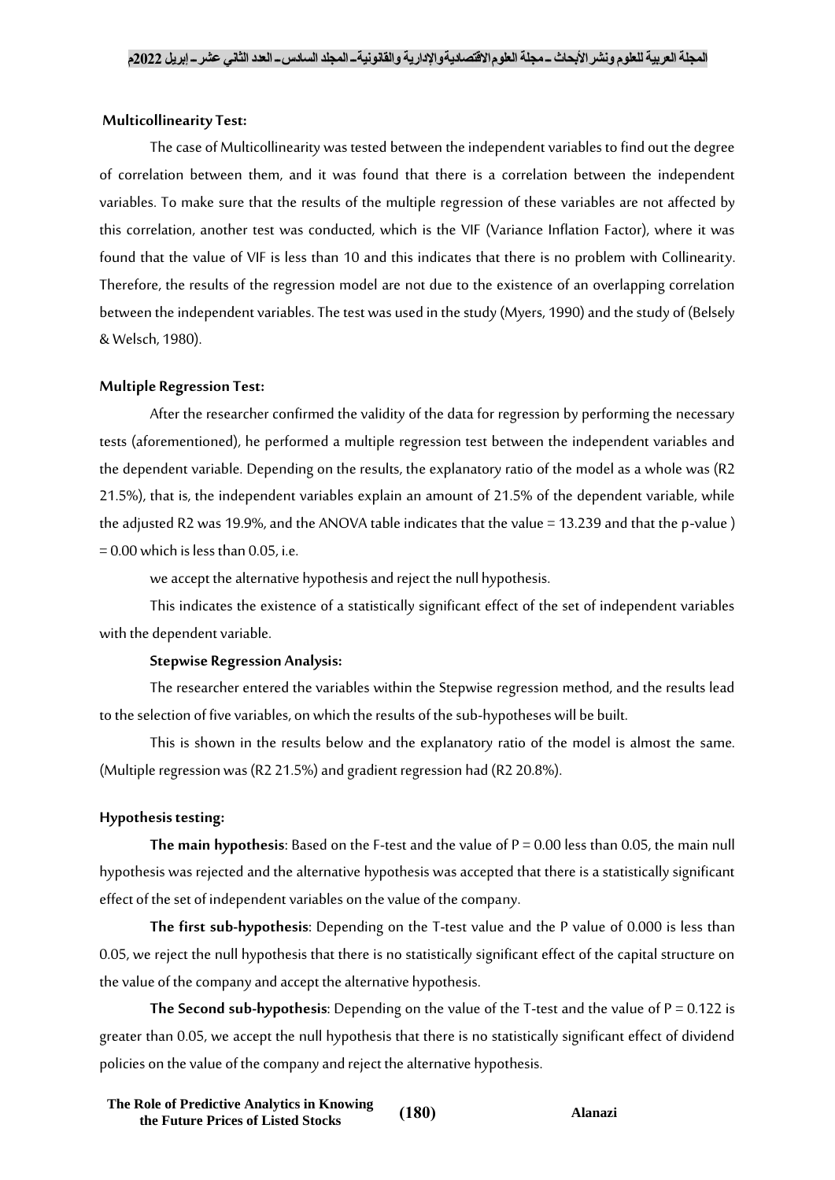**Multicollinearity Test:**

The case of Multicollinearity was tested between the independent variables to find out the degree of correlation between them, and it was found that there is a correlation between the independent variables. To make sure that the results of the multiple regression of these variables are not affected by this correlation, another test was conducted, which is the VIF (Variance Inflation Factor), where it was found that the value of VIF is less than 10 and this indicates that there is no problem with Collinearity. Therefore, the results of the regression model are not due to the existence of an overlapping correlation between the independent variables. The test was used in the study (Myers, 1990) and the study of (Belsely & Welsch, 1980).

**Multiple Regression Test:**

After the researcher confirmed the validity of the data for regression by performing the necessary tests (aforementioned), he performed a multiple regression test between the independent variables and the dependent variable. Depending on the results, the explanatory ratio of the model as a whole was (R2 21.5%), that is, the independent variables explain an amount of 21.5% of the dependent variable, while the adjusted R2 was 19.9%, and the ANOVA table indicates that the value = 13.239 and that the p-value ) = 0.00 which is less than 0.05, i.e.

we accept the alternative hypothesis and reject the null hypothesis.

This indicates the existence of a statistically significant effect of the set of independent variables with the dependent variable.

**Stepwise Regression Analysis:**

The researcher entered the variables within the Stepwise regression method, and the results lead to the selection of five variables, on which the results of the sub-hypotheses will be built.

This is shown in the results below and the explanatory ratio of the model is almost the same. (Multiple regression was (R2 21.5%) and gradient regression had (R2 20.8%).

**Hypothesis testing:**

**The main hypothesis**: Based on the F-test and the value of P = 0.00 less than 0.05, the main null hypothesis was rejected and the alternative hypothesis was accepted that there is a statistically significant effect of the set of independent variables on the value of the company.

**The first sub-hypothesis**: Depending on the T-test value and the P value of 0.000 is less than 0.05, we reject the null hypothesis that there is no statistically significant effect of the capital structure on the value of the company and accept the alternative hypothesis.

**The Second sub-hypothesis**: Depending on the value of the T-test and the value of P = 0.122 is greater than 0.05, we accept the null hypothesis that there is no statistically significant effect of dividend policies on the value of the company and reject the alternative hypothesis.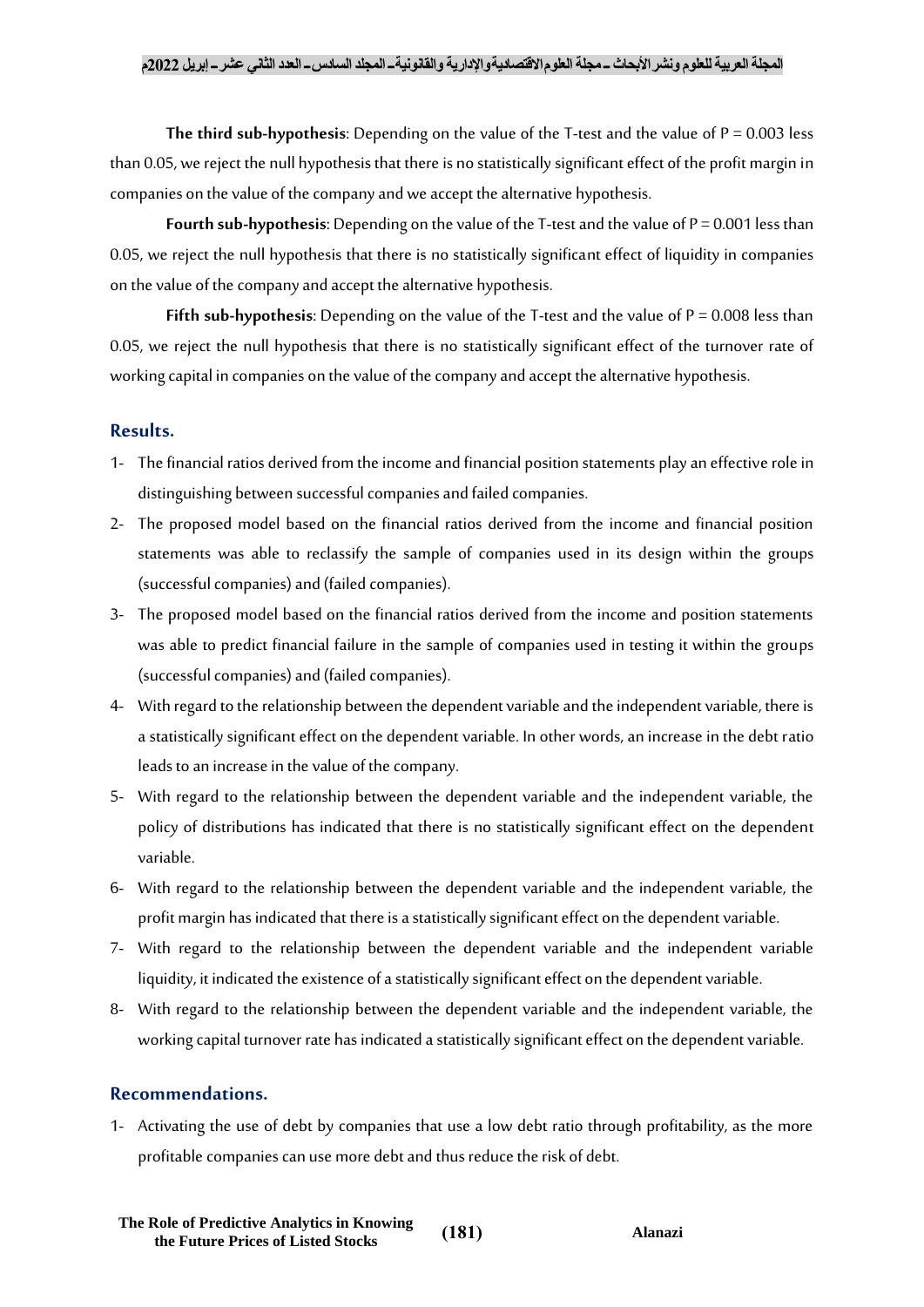**The third sub-hypothesis**: Depending on the value of the T-test and the value of P = 0.003 less than 0.05, we reject the null hypothesis that there is no statistically significant effect of the profit margin in companies on the value of the company and we accept the alternative hypothesis.

**Fourth sub-hypothesis**: Depending on the value of the T-test and the value of P = 0.001 less than 0.05, we reject the null hypothesis that there is no statistically significant effect of liquidity in companies on the value of the company and accept the alternative hypothesis.

**Fifth sub-hypothesis**: Depending on the value of the T-test and the value of P = 0.008 less than 0.05, we reject the null hypothesis that there is no statistically significant effect of the turnover rate of working capital in companies on the value of the company and accept the alternative hypothesis.

## Results.

1- The financial ratios derived from the income and financial position statements play an effective role in distinguishing between successful companies and failed companies.
2- The proposed model based on the financial ratios derived from the income and financial position statements was able to reclassify the sample of companies used in its design within the groups (successful companies) and (failed companies).
3- The proposed model based on the financial ratios derived from the income and position statements was able to predict financial failure in the sample of companies used in testing it within the groups (successful companies) and (failed companies).
4- With regard to the relationship between the dependent variable and the independent variable, there is a statistically significant effect on the dependent variable. In other words, an increase in the debt ratio leads to an increase in the value of the company.
5- With regard to the relationship between the dependent variable and the independent variable, the policy of distributions has indicated that there is no statistically significant effect on the dependent variable.
6- With regard to the relationship between the dependent variable and the independent variable, the profit margin has indicated that there is a statistically significant effect on the dependent variable.
7- With regard to the relationship between the dependent variable and the independent variable liquidity, it indicated the existence of a statistically significant effect on the dependent variable.
8- With regard to the relationship between the dependent variable and the independent variable, the working capital turnover rate has indicated a statistically significant effect on the dependent variable.

## Recommendations.

1- Activating the use of debt by companies that use a low debt ratio through profitability, as the more profitable companies can use more debt and thus reduce the risk of debt.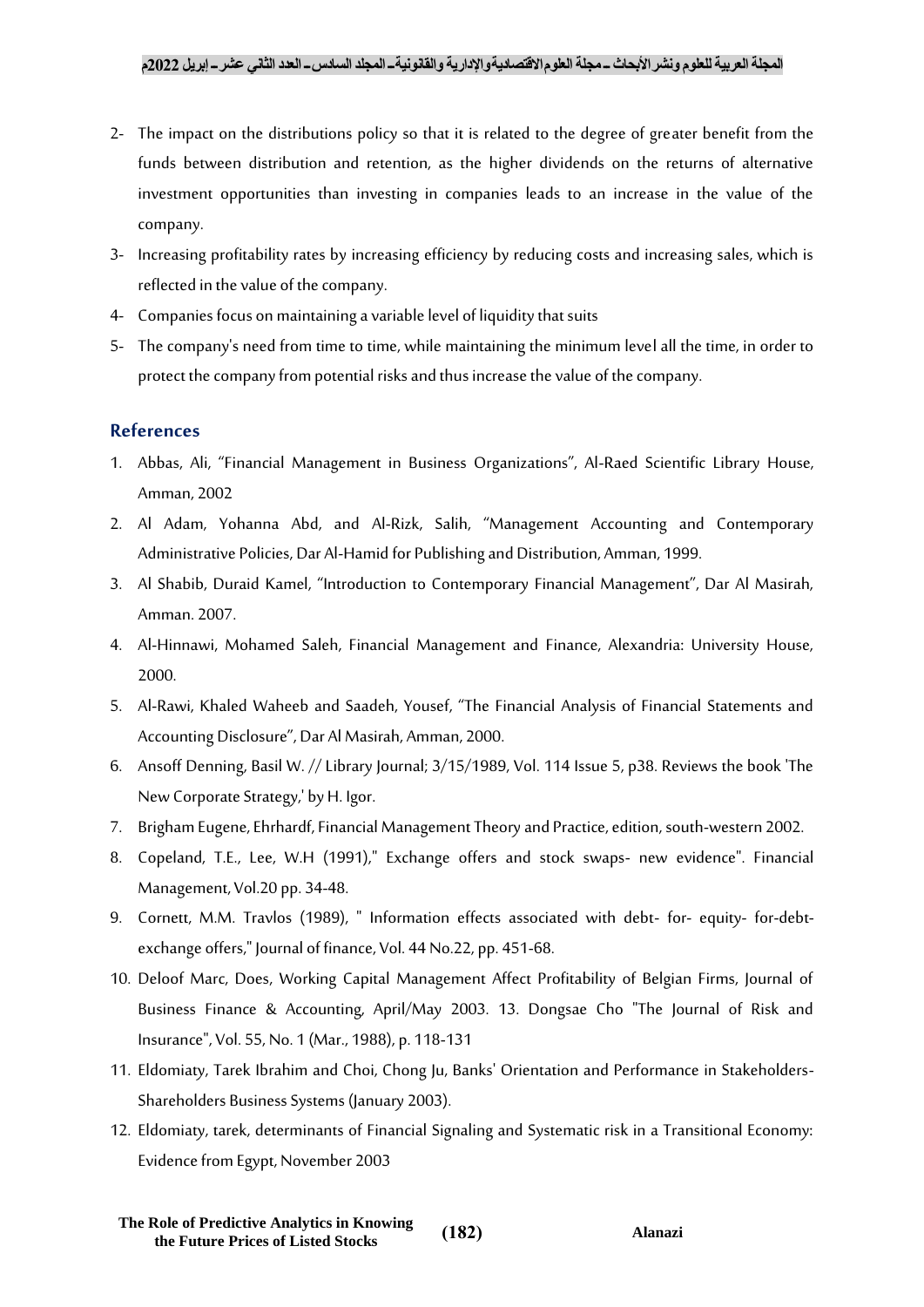2- The impact on the distributions policy so that it is related to the degree of greater benefit from the funds between distribution and retention, as the higher dividends on the returns of alternative investment opportunities than investing in companies leads to an increase in the value of the company.

3- Increasing profitability rates by increasing efficiency by reducing costs and increasing sales, which is reflected in the value of the company.

4- Companies focus on maintaining a variable level of liquidity that suits

5- The company's need from time to time, while maintaining the minimum level all the time, in order to protect the company from potential risks and thus increase the value of the company.

## References

1. Abbas, Ali, "Financial Management in Business Organizations", Al-Raed Scientific Library House, Amman, 2002
2. Al Adam, Yohanna Abd, and Al-Rizk, Salih, "Management Accounting and Contemporary Administrative Policies, Dar Al-Hamid for Publishing and Distribution, Amman, 1999.
3. Al Shabib, Duraid Kamel, "Introduction to Contemporary Financial Management", Dar Al Masirah, Amman. 2007.
4. Al-Hinnawi, Mohamed Saleh, Financial Management and Finance, Alexandria: University House, 2000.
5. Al-Rawi, Khaled Waheeb and Saadeh, Yousef, "The Financial Analysis of Financial Statements and Accounting Disclosure", Dar Al Masirah, Amman, 2000.
6. Ansoff Denning, Basil W. // Library Journal; 3/15/1989, Vol. 114 Issue 5, p38. Reviews the book 'The New Corporate Strategy,' by H. Igor.
7. Brigham Eugene, Ehrhardf, Financial Management Theory and Practice, edition, south-western 2002.
8. Copeland, T.E., Lee, W.H (1991)," Exchange offers and stock swaps- new evidence". Financial Management, Vol.20 pp. 34-48.
9. Cornett, M.M. Travlos (1989), " Information effects associated with debt- for- equity- for-debt-exchange offers," Journal of finance, Vol. 44 No.22, pp. 451-68.
10. Deloof Marc, Does, Working Capital Management Affect Profitability of Belgian Firms, Journal of Business Finance & Accounting, April/May 2003. 13. Dongsae Cho "The Journal of Risk and Insurance", Vol. 55, No. 1 (Mar., 1988), p. 118-131
11. Eldomiaty, Tarek Ibrahim and Choi, Chong Ju, Banks' Orientation and Performance in Stakeholders-Shareholders Business Systems (January 2003).
12. Eldomiaty, tarek, determinants of Financial Signaling and Systematic risk in a Transitional Economy: Evidence from Egypt, November 2003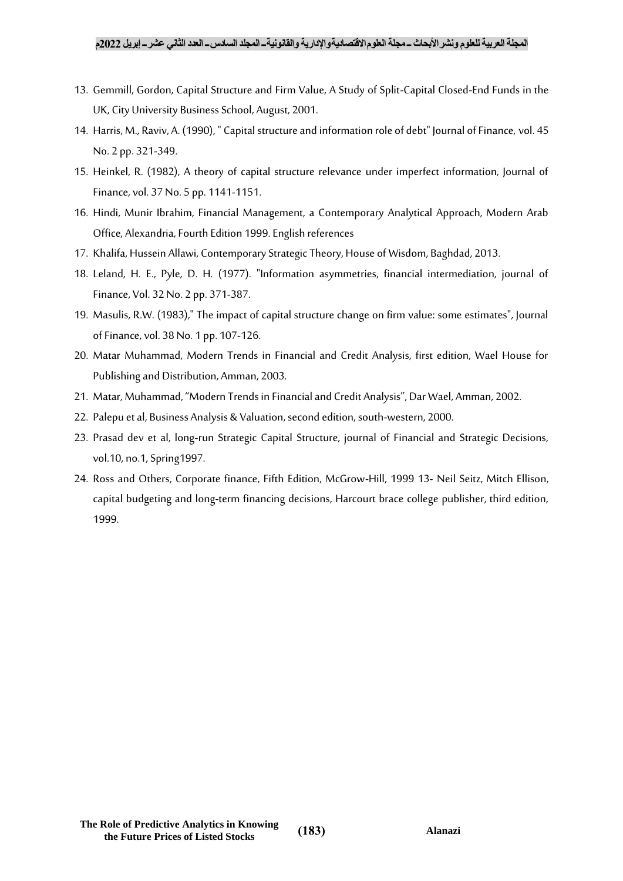13. Gemmill, Gordon, Capital Structure and Firm Value, A Study of Split-Capital Closed-End Funds in the UK, City University Business School, August, 2001.
14. Harris, M., Raviv, A. (1990), " Capital structure and information role of debt" Journal of Finance, vol. 45 No. 2 pp. 321-349.
15. Heinkel, R. (1982), A theory of capital structure relevance under imperfect information, Journal of Finance, vol. 37 No. 5 pp. 1141-1151.
16. Hindi, Munir Ibrahim, Financial Management, a Contemporary Analytical Approach, Modern Arab Office, Alexandria, Fourth Edition 1999. English references
17. Khalifa, Hussein Allawi, Contemporary Strategic Theory, House of Wisdom, Baghdad, 2013.
18. Leland, H. E., Pyle, D. H. (1977). "Information asymmetries, financial intermediation, journal of Finance, Vol. 32 No. 2 pp. 371-387.
19. Masulis, R.W. (1983)," The impact of capital structure change on firm value: some estimates", Journal of Finance, vol. 38 No. 1 pp. 107-126.
20. Matar Muhammad, Modern Trends in Financial and Credit Analysis, first edition, Wael House for Publishing and Distribution, Amman, 2003.
21. Matar, Muhammad, "Modern Trends in Financial and Credit Analysis", Dar Wael, Amman, 2002.
22. Palepu et al, Business Analysis & Valuation, second edition, south-western, 2000.
23. Prasad dev et al, long-run Strategic Capital Structure, journal of Financial and Strategic Decisions, vol.10, no.1, Spring1997.
24. Ross and Others, Corporate finance, Fifth Edition, McGrow-Hill, 1999 13- Neil Seitz, Mitch Ellison, capital budgeting and long-term financing decisions, Harcourt brace college publisher, third edition, 1999.